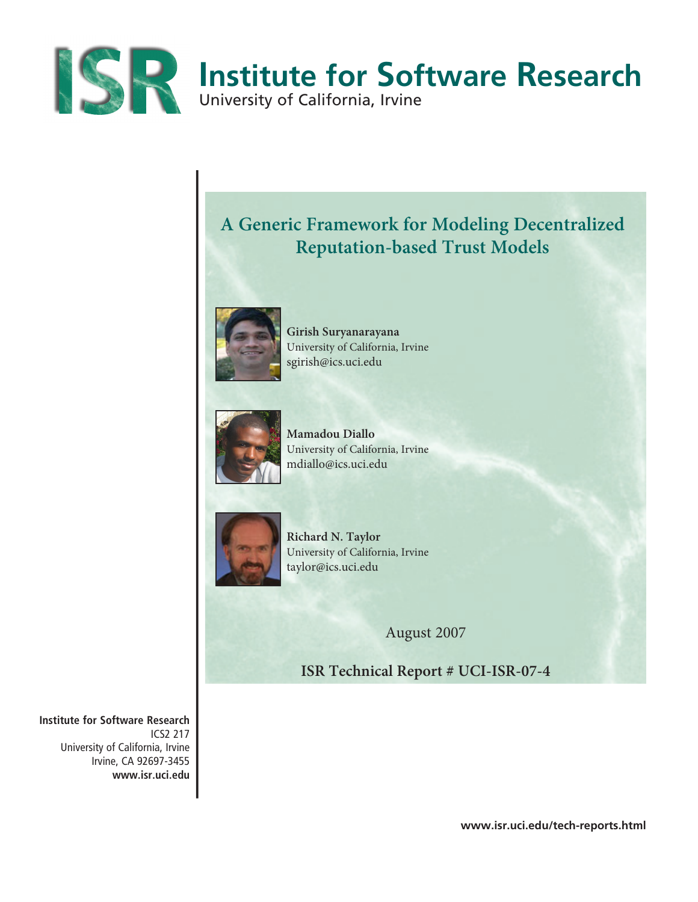# Institute for Software Research

University of California, Irvine

## A Generic Framework for Modeling Decentralized Reputation-based Trust Models

**Girish Suryanarayana**
University of California, Irvine
sgirish@ics.uci.edu

**Mamadou Diallo**
University of California, Irvine
mdiallo@ics.uci.edu

**Richard N. Taylor**
University of California, Irvine
taylor@ics.uci.edu

August 2007

**ISR Technical Report # UCI-ISR-07-4**

**Institute for Software Research**
ICS2 217
University of California, Irvine
Irvine, CA 92697-3455
**www.isr.uci.edu**

**www.isr.uci.edu/tech-reports.html**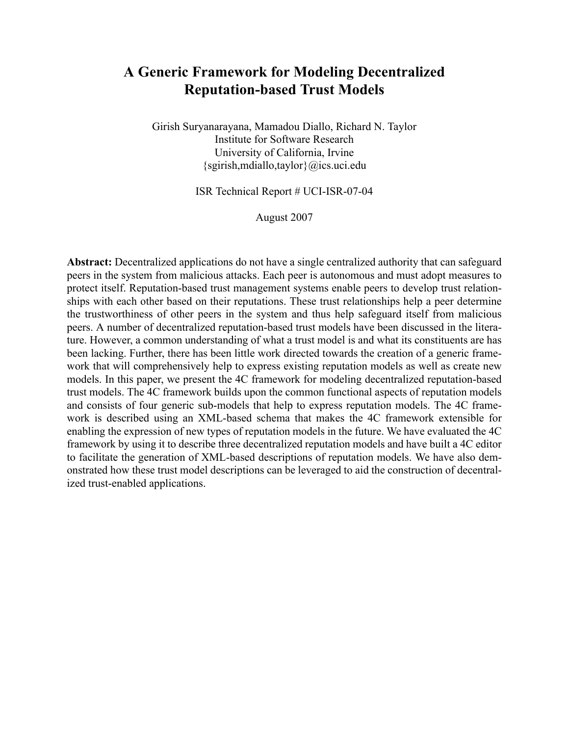# A Generic Framework for Modeling Decentralized Reputation-based Trust Models

Girish Suryanarayana, Mamadou Diallo, Richard N. Taylor
Institute for Software Research
University of California, Irvine
{sgirish,mdiallo,taylor}@ics.uci.edu

ISR Technical Report # UCI-ISR-07-04

August 2007

**Abstract:** Decentralized applications do not have a single centralized authority that can safeguard peers in the system from malicious attacks. Each peer is autonomous and must adopt measures to protect itself. Reputation-based trust management systems enable peers to develop trust relationships with each other based on their reputations. These trust relationships help a peer determine the trustworthiness of other peers in the system and thus help safeguard itself from malicious peers. A number of decentralized reputation-based trust models have been discussed in the literature. However, a common understanding of what a trust model is and what its constituents are has been lacking. Further, there has been little work directed towards the creation of a generic framework that will comprehensively help to express existing reputation models as well as create new models. In this paper, we present the 4C framework for modeling decentralized reputation-based trust models. The 4C framework builds upon the common functional aspects of reputation models and consists of four generic sub-models that help to express reputation models. The 4C framework is described using an XML-based schema that makes the 4C framework extensible for enabling the expression of new types of reputation models in the future. We have evaluated the 4C framework by using it to describe three decentralized reputation models and have built a 4C editor to facilitate the generation of XML-based descriptions of reputation models. We have also demonstrated how these trust model descriptions can be leveraged to aid the construction of decentralized trust-enabled applications.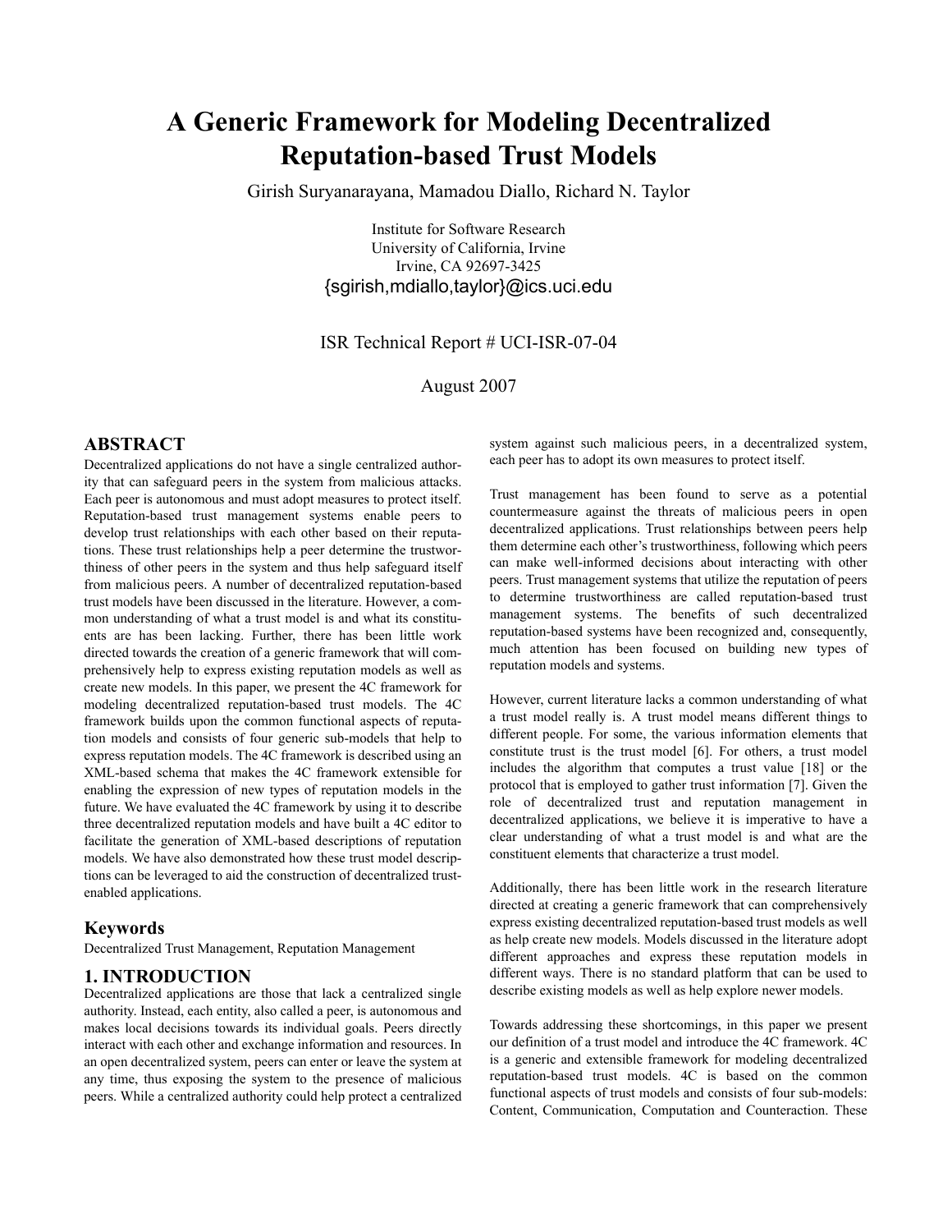# A Generic Framework for Modeling Decentralized Reputation-based Trust Models

Girish Suryanarayana, Mamadou Diallo, Richard N. Taylor

Institute for Software Research
University of California, Irvine
Irvine, CA 92697-3425
{sgirish,mdiallo,taylor}@ics.uci.edu

ISR Technical Report # UCI-ISR-07-04

August 2007

## ABSTRACT

Decentralized applications do not have a single centralized authority that can safeguard peers in the system from malicious attacks. Each peer is autonomous and must adopt measures to protect itself. Reputation-based trust management systems enable peers to develop trust relationships with each other based on their reputations. These trust relationships help a peer determine the trustworthiness of other peers in the system and thus help safeguard itself from malicious peers. A number of decentralized reputation-based trust models have been discussed in the literature. However, a common understanding of what a trust model is and what its constituents are has been lacking. Further, there has been little work directed towards the creation of a generic framework that will comprehensively help to express existing reputation models as well as create new models. In this paper, we present the 4C framework for modeling decentralized reputation-based trust models. The 4C framework builds upon the common functional aspects of reputation models and consists of four generic sub-models that help to express reputation models. The 4C framework is described using an XML-based schema that makes the 4C framework extensible for enabling the expression of new types of reputation models in the future. We have evaluated the 4C framework by using it to describe three decentralized reputation models and have built a 4C editor to facilitate the generation of XML-based descriptions of reputation models. We have also demonstrated how these trust model descriptions can be leveraged to aid the construction of decentralized trust-enabled applications.

### Keywords

Decentralized Trust Management, Reputation Management

## 1. INTRODUCTION

Decentralized applications are those that lack a centralized single authority. Instead, each entity, also called a peer, is autonomous and makes local decisions towards its individual goals. Peers directly interact with each other and exchange information and resources. In an open decentralized system, peers can enter or leave the system at any time, thus exposing the system to the presence of malicious peers. While a centralized authority could help protect a centralized system against such malicious peers, in a decentralized system, each peer has to adopt its own measures to protect itself.

Trust management has been found to serve as a potential countermeasure against the threats of malicious peers in open decentralized applications. Trust relationships between peers help them determine each other's trustworthiness, following which peers can make well-informed decisions about interacting with other peers. Trust management systems that utilize the reputation of peers to determine trustworthiness are called reputation-based trust management systems. The benefits of such decentralized reputation-based systems have been recognized and, consequently, much attention has been focused on building new types of reputation models and systems.

However, current literature lacks a common understanding of what a trust model really is. A trust model means different things to different people. For some, the various information elements that constitute trust is the trust model [6]. For others, a trust model includes the algorithm that computes a trust value [18] or the protocol that is employed to gather trust information [7]. Given the role of decentralized trust and reputation management in decentralized applications, we believe it is imperative to have a clear understanding of what a trust model is and what are the constituent elements that characterize a trust model.

Additionally, there has been little work in the research literature directed at creating a generic framework that can comprehensively express existing decentralized reputation-based trust models as well as help create new models. Models discussed in the literature adopt different approaches and express these reputation models in different ways. There is no standard platform that can be used to describe existing models as well as help explore newer models.

Towards addressing these shortcomings, in this paper we present our definition of a trust model and introduce the 4C framework. 4C is a generic and extensible framework for modeling decentralized reputation-based trust models. 4C is based on the common functional aspects of trust models and consists of four sub-models: Content, Communication, Computation and Counteraction. These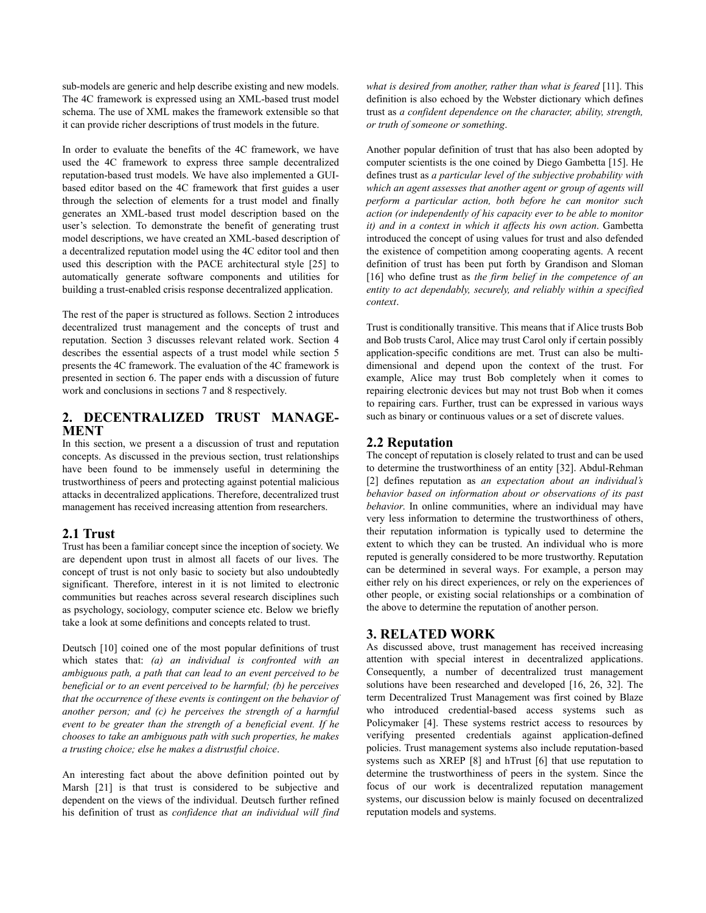sub-models are generic and help describe existing and new models. The 4C framework is expressed using an XML-based trust model schema. The use of XML makes the framework extensible so that it can provide richer descriptions of trust models in the future.

In order to evaluate the benefits of the 4C framework, we have used the 4C framework to express three sample decentralized reputation-based trust models. We have also implemented a GUI-based editor based on the 4C framework that first guides a user through the selection of elements for a trust model and finally generates an XML-based trust model description based on the user's selection. To demonstrate the benefit of generating trust model descriptions, we have created an XML-based description of a decentralized reputation model using the 4C editor tool and then used this description with the PACE architectural style [25] to automatically generate software components and utilities for building a trust-enabled crisis response decentralized application.

The rest of the paper is structured as follows. Section 2 introduces decentralized trust management and the concepts of trust and reputation. Section 3 discusses relevant related work. Section 4 describes the essential aspects of a trust model while section 5 presents the 4C framework. The evaluation of the 4C framework is presented in section 6. The paper ends with a discussion of future work and conclusions in sections 7 and 8 respectively.

## 2. DECENTRALIZED TRUST MANAGEMENT

In this section, we present a a discussion of trust and reputation concepts. As discussed in the previous section, trust relationships have been found to be immensely useful in determining the trustworthiness of peers and protecting against potential malicious attacks in decentralized applications. Therefore, decentralized trust management has received increasing attention from researchers.

### 2.1 Trust

Trust has been a familiar concept since the inception of society. We are dependent upon trust in almost all facets of our lives. The concept of trust is not only basic to society but also undoubtedly significant. Therefore, interest in it is not limited to electronic communities but reaches across several research disciplines such as psychology, sociology, computer science etc. Below we briefly take a look at some definitions and concepts related to trust.

Deutsch [10] coined one of the most popular definitions of trust which states that: *(a) an individual is confronted with an ambiguous path, a path that can lead to an event perceived to be beneficial or to an event perceived to be harmful; (b) he perceives that the occurrence of these events is contingent on the behavior of another person; and (c) he perceives the strength of a harmful event to be greater than the strength of a beneficial event. If he chooses to take an ambiguous path with such properties, he makes a trusting choice; else he makes a distrustful choice*.

An interesting fact about the above definition pointed out by Marsh [21] is that trust is considered to be subjective and dependent on the views of the individual. Deutsch further refined his definition of trust as *confidence that an individual will find what is desired from another, rather than what is feared* [11]. This definition is also echoed by the Webster dictionary which defines trust as *a confident dependence on the character, ability, strength, or truth of someone or something*.

Another popular definition of trust that has also been adopted by computer scientists is the one coined by Diego Gambetta [15]. He defines trust as *a particular level of the subjective probability with which an agent assesses that another agent or group of agents will perform a particular action, both before he can monitor such action (or independently of his capacity ever to be able to monitor it) and in a context in which it affects his own action*. Gambetta introduced the concept of using values for trust and also defended the existence of competition among cooperating agents. A recent definition of trust has been put forth by Grandison and Sloman [16] who define trust as *the firm belief in the competence of an entity to act dependably, securely, and reliably within a specified context*.

Trust is conditionally transitive. This means that if Alice trusts Bob and Bob trusts Carol, Alice may trust Carol only if certain possibly application-specific conditions are met. Trust can also be multi-dimensional and depend upon the context of the trust. For example, Alice may trust Bob completely when it comes to repairing electronic devices but may not trust Bob when it comes to repairing cars. Further, trust can be expressed in various ways such as binary or continuous values or a set of discrete values.

### 2.2 Reputation

The concept of reputation is closely related to trust and can be used to determine the trustworthiness of an entity [32]. Abdul-Rehman [2] defines reputation as *an expectation about an individual's behavior based on information about or observations of its past behavior*. In online communities, where an individual may have very less information to determine the trustworthiness of others, their reputation information is typically used to determine the extent to which they can be trusted. An individual who is more reputed is generally considered to be more trustworthy. Reputation can be determined in several ways. For example, a person may either rely on his direct experiences, or rely on the experiences of other people, or existing social relationships or a combination of the above to determine the reputation of another person.

## 3. RELATED WORK

As discussed above, trust management has received increasing attention with special interest in decentralized applications. Consequently, a number of decentralized trust management solutions have been researched and developed [16, 26, 32]. The term Decentralized Trust Management was first coined by Blaze who introduced credential-based access systems such as Policymaker [4]. These systems restrict access to resources by verifying presented credentials against application-defined policies. Trust management systems also include reputation-based systems such as XREP [8] and hTrust [6] that use reputation to determine the trustworthiness of peers in the system. Since the focus of our work is decentralized reputation management systems, our discussion below is mainly focused on decentralized reputation models and systems.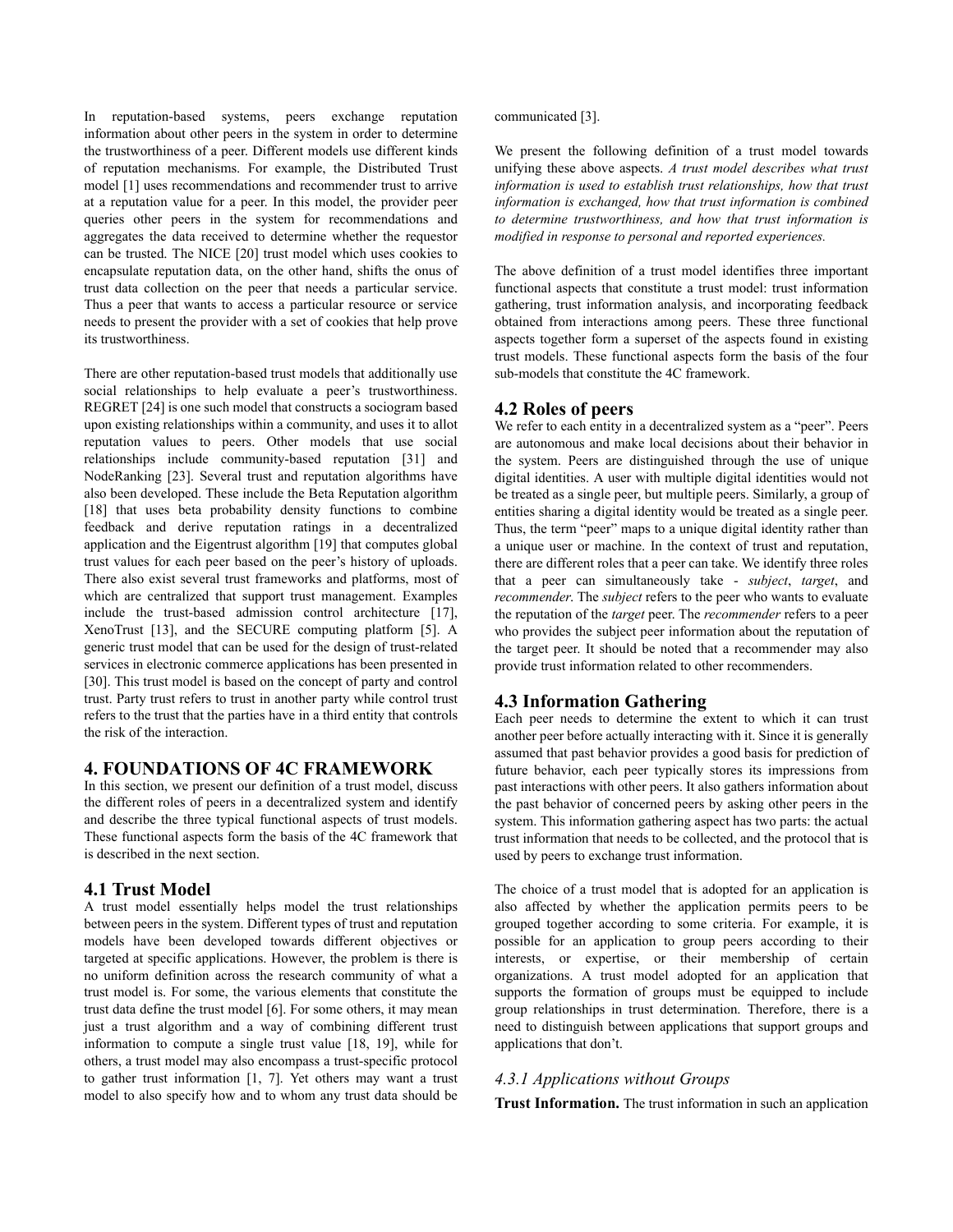In reputation-based systems, peers exchange reputation information about other peers in the system in order to determine the trustworthiness of a peer. Different models use different kinds of reputation mechanisms. For example, the Distributed Trust model [1] uses recommendations and recommender trust to arrive at a reputation value for a peer. In this model, the provider peer queries other peers in the system for recommendations and aggregates the data received to determine whether the requestor can be trusted. The NICE [20] trust model which uses cookies to encapsulate reputation data, on the other hand, shifts the onus of trust data collection on the peer that needs a particular service. Thus a peer that wants to access a particular resource or service needs to present the provider with a set of cookies that help prove its trustworthiness.

There are other reputation-based trust models that additionally use social relationships to help evaluate a peer's trustworthiness. REGRET [24] is one such model that constructs a sociogram based upon existing relationships within a community, and uses it to allot reputation values to peers. Other models that use social relationships include community-based reputation [31] and NodeRanking [23]. Several trust and reputation algorithms have also been developed. These include the Beta Reputation algorithm [18] that uses beta probability density functions to combine feedback and derive reputation ratings in a decentralized application and the Eigentrust algorithm [19] that computes global trust values for each peer based on the peer's history of uploads. There also exist several trust frameworks and platforms, most of which are centralized that support trust management. Examples include the trust-based admission control architecture [17], XenoTrust [13], and the SECURE computing platform [5]. A generic trust model that can be used for the design of trust-related services in electronic commerce applications has been presented in [30]. This trust model is based on the concept of party and control trust. Party trust refers to trust in another party while control trust refers to the trust that the parties have in a third entity that controls the risk of the interaction.

## 4. FOUNDATIONS OF 4C FRAMEWORK

In this section, we present our definition of a trust model, discuss the different roles of peers in a decentralized system and identify and describe the three typical functional aspects of trust models. These functional aspects form the basis of the 4C framework that is described in the next section.

### 4.1 Trust Model

A trust model essentially helps model the trust relationships between peers in the system. Different types of trust and reputation models have been developed towards different objectives or targeted at specific applications. However, the problem is there is no uniform definition across the research community of what a trust model is. For some, the various elements that constitute the trust data define the trust model [6]. For some others, it may mean just a trust algorithm and a way of combining different trust information to compute a single trust value [18, 19], while for others, a trust model may also encompass a trust-specific protocol to gather trust information [1, 7]. Yet others may want a trust model to also specify how and to whom any trust data should be communicated [3].

We present the following definition of a trust model towards unifying these above aspects. *A trust model describes what trust information is used to establish trust relationships, how that trust information is exchanged, how that trust information is combined to determine trustworthiness, and how that trust information is modified in response to personal and reported experiences.*

The above definition of a trust model identifies three important functional aspects that constitute a trust model: trust information gathering, trust information analysis, and incorporating feedback obtained from interactions among peers. These three functional aspects together form a superset of the aspects found in existing trust models. These functional aspects form the basis of the four sub-models that constitute the 4C framework.

### 4.2 Roles of peers

We refer to each entity in a decentralized system as a "peer". Peers are autonomous and make local decisions about their behavior in the system. Peers are distinguished through the use of unique digital identities. A user with multiple digital identities would not be treated as a single peer, but multiple peers. Similarly, a group of entities sharing a digital identity would be treated as a single peer. Thus, the term "peer" maps to a unique digital identity rather than a unique user or machine. In the context of trust and reputation, there are different roles that a peer can take. We identify three roles that a peer can simultaneously take - *subject*, *target*, and *recommender*. The *subject* refers to the peer who wants to evaluate the reputation of the *target* peer. The *recommender* refers to a peer who provides the subject peer information about the reputation of the target peer. It should be noted that a recommender may also provide trust information related to other recommenders.

### 4.3 Information Gathering

Each peer needs to determine the extent to which it can trust another peer before actually interacting with it. Since it is generally assumed that past behavior provides a good basis for prediction of future behavior, each peer typically stores its impressions from past interactions with other peers. It also gathers information about the past behavior of concerned peers by asking other peers in the system. This information gathering aspect has two parts: the actual trust information that needs to be collected, and the protocol that is used by peers to exchange trust information.

The choice of a trust model that is adopted for an application is also affected by whether the application permits peers to be grouped together according to some criteria. For example, it is possible for an application to group peers according to their interests, or expertise, or their membership of certain organizations. A trust model adopted for an application that supports the formation of groups must be equipped to include group relationships in trust determination. Therefore, there is a need to distinguish between applications that support groups and applications that don't.

#### *4.3.1 Applications without Groups*

**Trust Information.** The trust information in such an application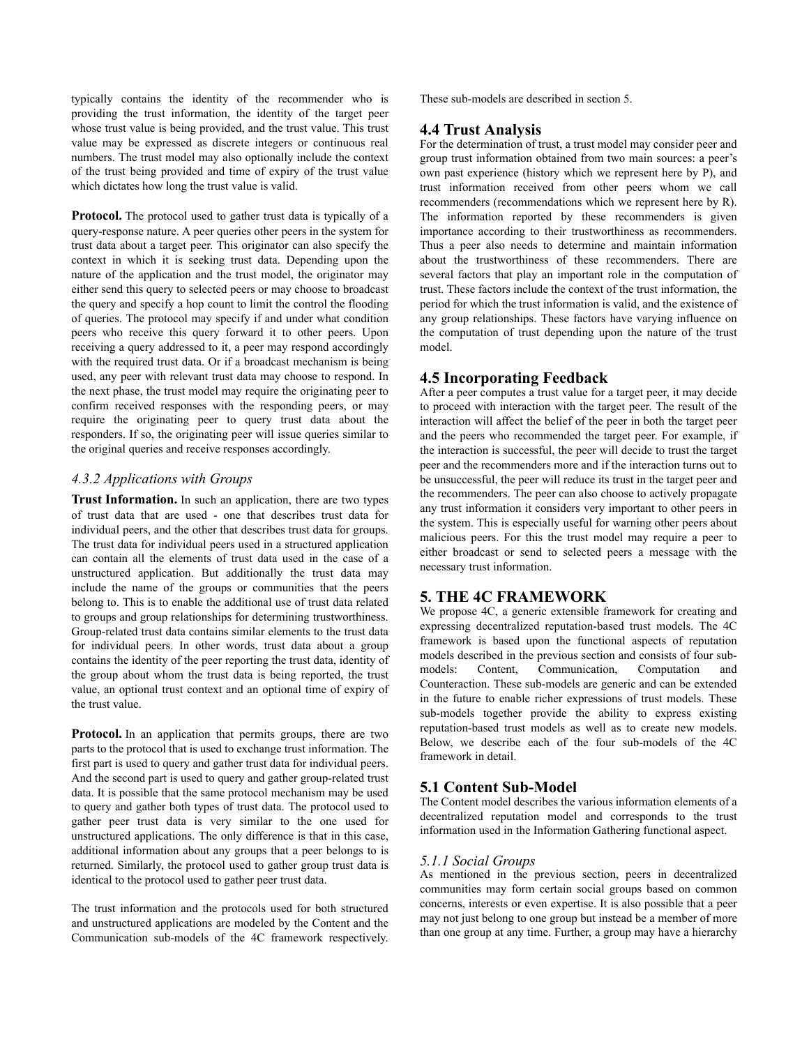typically contains the identity of the recommender who is providing the trust information, the identity of the target peer whose trust value is being provided, and the trust value. This trust value may be expressed as discrete integers or continuous real numbers. The trust model may also optionally include the context of the trust being provided and time of expiry of the trust value which dictates how long the trust value is valid.

**Protocol.** The protocol used to gather trust data is typically of a query-response nature. A peer queries other peers in the system for trust data about a target peer. This originator can also specify the context in which it is seeking trust data. Depending upon the nature of the application and the trust model, the originator may either send this query to selected peers or may choose to broadcast the query and specify a hop count to limit the control the flooding of queries. The protocol may specify if and under what condition peers who receive this query forward it to other peers. Upon receiving a query addressed to it, a peer may respond accordingly with the required trust data. Or if a broadcast mechanism is being used, any peer with relevant trust data may choose to respond. In the next phase, the trust model may require the originating peer to confirm received responses with the responding peers, or may require the originating peer to query trust data about the responders. If so, the originating peer will issue queries similar to the original queries and receive responses accordingly.

### *4.3.2 Applications with Groups*

**Trust Information.** In such an application, there are two types of trust data that are used - one that describes trust data for individual peers, and the other that describes trust data for groups. The trust data for individual peers used in a structured application can contain all the elements of trust data used in the case of a unstructured application. But additionally the trust data may include the name of the groups or communities that the peers belong to. This is to enable the additional use of trust data related to groups and group relationships for determining trustworthiness. Group-related trust data contains similar elements to the trust data for individual peers. In other words, trust data about a group contains the identity of the peer reporting the trust data, identity of the group about whom the trust data is being reported, the trust value, an optional trust context and an optional time of expiry of the trust value.

**Protocol.** In an application that permits groups, there are two parts to the protocol that is used to exchange trust information. The first part is used to query and gather trust data for individual peers. And the second part is used to query and gather group-related trust data. It is possible that the same protocol mechanism may be used to query and gather both types of trust data. The protocol used to gather peer trust data is very similar to the one used for unstructured applications. The only difference is that in this case, additional information about any groups that a peer belongs to is returned. Similarly, the protocol used to gather group trust data is identical to the protocol used to gather peer trust data.

The trust information and the protocols used for both structured and unstructured applications are modeled by the Content and the Communication sub-models of the 4C framework respectively. These sub-models are described in section 5.

## 4.4 Trust Analysis

For the determination of trust, a trust model may consider peer and group trust information obtained from two main sources: a peer's own past experience (history which we represent here by P), and trust information received from other peers whom we call recommenders (recommendations which we represent here by R). The information reported by these recommenders is given importance according to their trustworthiness as recommenders. Thus a peer also needs to determine and maintain information about the trustworthiness of these recommenders. There are several factors that play an important role in the computation of trust. These factors include the context of the trust information, the period for which the trust information is valid, and the existence of any group relationships. These factors have varying influence on the computation of trust depending upon the nature of the trust model.

## 4.5 Incorporating Feedback

After a peer computes a trust value for a target peer, it may decide to proceed with interaction with the target peer. The result of the interaction will affect the belief of the peer in both the target peer and the peers who recommended the target peer. For example, if the interaction is successful, the peer will decide to trust the target peer and the recommenders more and if the interaction turns out to be unsuccessful, the peer will reduce its trust in the target peer and the recommenders. The peer can also choose to actively propagate any trust information it considers very important to other peers in the system. This is especially useful for warning other peers about malicious peers. For this the trust model may require a peer to either broadcast or send to selected peers a message with the necessary trust information.

# 5. THE 4C FRAMEWORK

We propose 4C, a generic extensible framework for creating and expressing decentralized reputation-based trust models. The 4C framework is based upon the functional aspects of reputation models described in the previous section and consists of four sub-models: Content, Communication, Computation and Counteraction. These sub-models are generic and can be extended in the future to enable richer expressions of trust models. These sub-models together provide the ability to express existing reputation-based trust models as well as to create new models. Below, we describe each of the four sub-models of the 4C framework in detail.

## 5.1 Content Sub-Model

The Content model describes the various information elements of a decentralized reputation model and corresponds to the trust information used in the Information Gathering functional aspect.

### *5.1.1 Social Groups*

As mentioned in the previous section, peers in decentralized communities may form certain social groups based on common concerns, interests or even expertise. It is also possible that a peer may not just belong to one group but instead be a member of more than one group at any time. Further, a group may have a hierarchy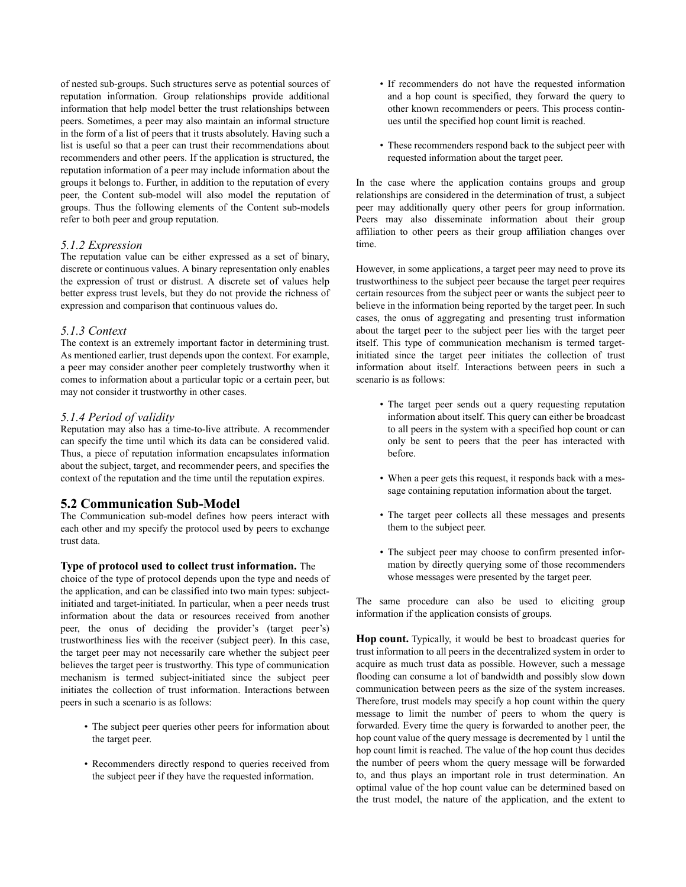of nested sub-groups. Such structures serve as potential sources of reputation information. Group relationships provide additional information that help model better the trust relationships between peers. Sometimes, a peer may also maintain an informal structure in the form of a list of peers that it trusts absolutely. Having such a list is useful so that a peer can trust their recommendations about recommenders and other peers. If the application is structured, the reputation information of a peer may include information about the groups it belongs to. Further, in addition to the reputation of every peer, the Content sub-model will also model the reputation of groups. Thus the following elements of the Content sub-models refer to both peer and group reputation.

### *5.1.2 Expression*

The reputation value can be either expressed as a set of binary, discrete or continuous values. A binary representation only enables the expression of trust or distrust. A discrete set of values help better express trust levels, but they do not provide the richness of expression and comparison that continuous values do.

### *5.1.3 Context*

The context is an extremely important factor in determining trust. As mentioned earlier, trust depends upon the context. For example, a peer may consider another peer completely trustworthy when it comes to information about a particular topic or a certain peer, but may not consider it trustworthy in other cases.

### *5.1.4 Period of validity*

Reputation may also has a time-to-live attribute. A recommender can specify the time until which its data can be considered valid. Thus, a piece of reputation information encapsulates information about the subject, target, and recommender peers, and specifies the context of the reputation and the time until the reputation expires.

## 5.2 Communication Sub-Model

The Communication sub-model defines how peers interact with each other and my specify the protocol used by peers to exchange trust data.

**Type of protocol used to collect trust information.** The choice of the type of protocol depends upon the type and needs of the application, and can be classified into two main types: subject-initiated and target-initiated. In particular, when a peer needs trust information about the data or resources received from another peer, the onus of deciding the provider's (target peer's) trustworthiness lies with the receiver (subject peer). In this case, the target peer may not necessarily care whether the subject peer believes the target peer is trustworthy. This type of communication mechanism is termed subject-initiated since the subject peer initiates the collection of trust information. Interactions between peers in such a scenario is as follows:

- The subject peer queries other peers for information about the target peer.
- Recommenders directly respond to queries received from the subject peer if they have the requested information.
- If recommenders do not have the requested information and a hop count is specified, they forward the query to other known recommenders or peers. This process continues until the specified hop count limit is reached.
- These recommenders respond back to the subject peer with requested information about the target peer.

In the case where the application contains groups and group relationships are considered in the determination of trust, a subject peer may additionally query other peers for group information. Peers may also disseminate information about their group affiliation to other peers as their group affiliation changes over time.

However, in some applications, a target peer may need to prove its trustworthiness to the subject peer because the target peer requires certain resources from the subject peer or wants the subject peer to believe in the information being reported by the target peer. In such cases, the onus of aggregating and presenting trust information about the target peer to the subject peer lies with the target peer itself. This type of communication mechanism is termed target-initiated since the target peer initiates the collection of trust information about itself. Interactions between peers in such a scenario is as follows:

- The target peer sends out a query requesting reputation information about itself. This query can either be broadcast to all peers in the system with a specified hop count or can only be sent to peers that the peer has interacted with before.
- When a peer gets this request, it responds back with a message containing reputation information about the target.
- The target peer collects all these messages and presents them to the subject peer.
- The subject peer may choose to confirm presented information by directly querying some of those recommenders whose messages were presented by the target peer.

The same procedure can also be used to eliciting group information if the application consists of groups.

**Hop count.** Typically, it would be best to broadcast queries for trust information to all peers in the decentralized system in order to acquire as much trust data as possible. However, such a message flooding can consume a lot of bandwidth and possibly slow down communication between peers as the size of the system increases. Therefore, trust models may specify a hop count within the query message to limit the number of peers to whom the query is forwarded. Every time the query is forwarded to another peer, the hop count value of the query message is decremented by 1 until the hop count limit is reached. The value of the hop count thus decides the number of peers whom the query message will be forwarded to, and thus plays an important role in trust determination. An optimal value of the hop count value can be determined based on the trust model, the nature of the application, and the extent to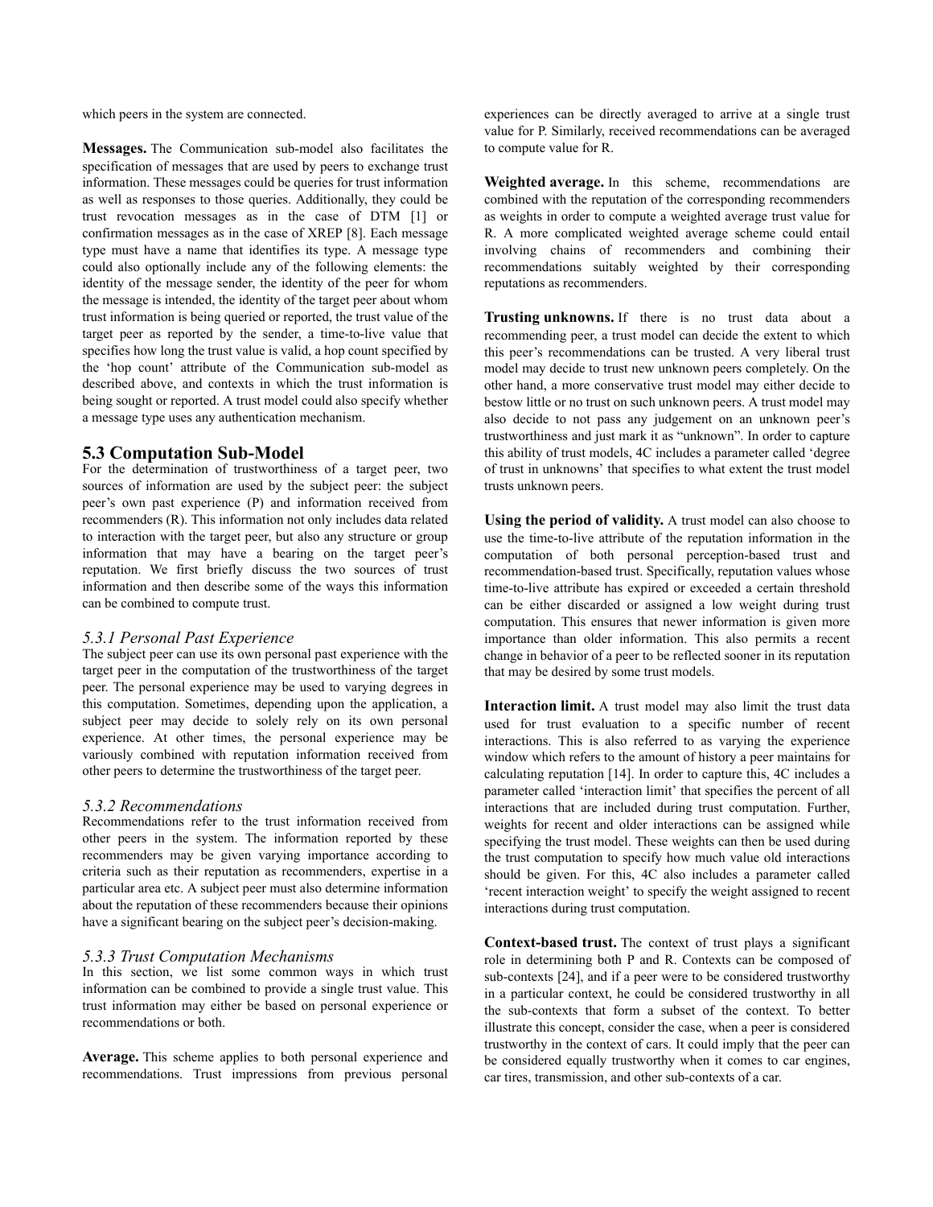which peers in the system are connected.

**Messages.** The Communication sub-model also facilitates the specification of messages that are used by peers to exchange trust information. These messages could be queries for trust information as well as responses to those queries. Additionally, they could be trust revocation messages as in the case of DTM [1] or confirmation messages as in the case of XREP [8]. Each message type must have a name that identifies its type. A message type could also optionally include any of the following elements: the identity of the message sender, the identity of the peer for whom the message is intended, the identity of the target peer about whom trust information is being queried or reported, the trust value of the target peer as reported by the sender, a time-to-live value that specifies how long the trust value is valid, a hop count specified by the 'hop count' attribute of the Communication sub-model as described above, and contexts in which the trust information is being sought or reported. A trust model could also specify whether a message type uses any authentication mechanism.

## 5.3 Computation Sub-Model

For the determination of trustworthiness of a target peer, two sources of information are used by the subject peer: the subject peer's own past experience (P) and information received from recommenders (R). This information not only includes data related to interaction with the target peer, but also any structure or group information that may have a bearing on the target peer's reputation. We first briefly discuss the two sources of trust information and then describe some of the ways this information can be combined to compute trust.

### *5.3.1 Personal Past Experience*

The subject peer can use its own personal past experience with the target peer in the computation of the trustworthiness of the target peer. The personal experience may be used to varying degrees in this computation. Sometimes, depending upon the application, a subject peer may decide to solely rely on its own personal experience. At other times, the personal experience may be variously combined with reputation information received from other peers to determine the trustworthiness of the target peer.

### *5.3.2 Recommendations*

Recommendations refer to the trust information received from other peers in the system. The information reported by these recommenders may be given varying importance according to criteria such as their reputation as recommenders, expertise in a particular area etc. A subject peer must also determine information about the reputation of these recommenders because their opinions have a significant bearing on the subject peer's decision-making.

### *5.3.3 Trust Computation Mechanisms*

In this section, we list some common ways in which trust information can be combined to provide a single trust value. This trust information may either be based on personal experience or recommendations or both.

**Average.** This scheme applies to both personal experience and recommendations. Trust impressions from previous personal experiences can be directly averaged to arrive at a single trust value for P. Similarly, received recommendations can be averaged to compute value for R.

**Weighted average.** In this scheme, recommendations are combined with the reputation of the corresponding recommenders as weights in order to compute a weighted average trust value for R. A more complicated weighted average scheme could entail involving chains of recommenders and combining their recommendations suitably weighted by their corresponding reputations as recommenders.

**Trusting unknowns.** If there is no trust data about a recommending peer, a trust model can decide the extent to which this peer's recommendations can be trusted. A very liberal trust model may decide to trust new unknown peers completely. On the other hand, a more conservative trust model may either decide to bestow little or no trust on such unknown peers. A trust model may also decide to not pass any judgement on an unknown peer's trustworthiness and just mark it as "unknown". In order to capture this ability of trust models, 4C includes a parameter called 'degree of trust in unknowns' that specifies to what extent the trust model trusts unknown peers.

**Using the period of validity.** A trust model can also choose to use the time-to-live attribute of the reputation information in the computation of both personal perception-based trust and recommendation-based trust. Specifically, reputation values whose time-to-live attribute has expired or exceeded a certain threshold can be either discarded or assigned a low weight during trust computation. This ensures that newer information is given more importance than older information. This also permits a recent change in behavior of a peer to be reflected sooner in its reputation that may be desired by some trust models.

**Interaction limit.** A trust model may also limit the trust data used for trust evaluation to a specific number of recent interactions. This is also referred to as varying the experience window which refers to the amount of history a peer maintains for calculating reputation [14]. In order to capture this, 4C includes a parameter called 'interaction limit' that specifies the percent of all interactions that are included during trust computation. Further, weights for recent and older interactions can be assigned while specifying the trust model. These weights can then be used during the trust computation to specify how much value old interactions should be given. For this, 4C also includes a parameter called 'recent interaction weight' to specify the weight assigned to recent interactions during trust computation.

**Context-based trust.** The context of trust plays a significant role in determining both P and R. Contexts can be composed of sub-contexts [24], and if a peer were to be considered trustworthy in a particular context, he could be considered trustworthy in all the sub-contexts that form a subset of the context. To better illustrate this concept, consider the case, when a peer is considered trustworthy in the context of cars. It could imply that the peer can be considered equally trustworthy when it comes to car engines, car tires, transmission, and other sub-contexts of a car.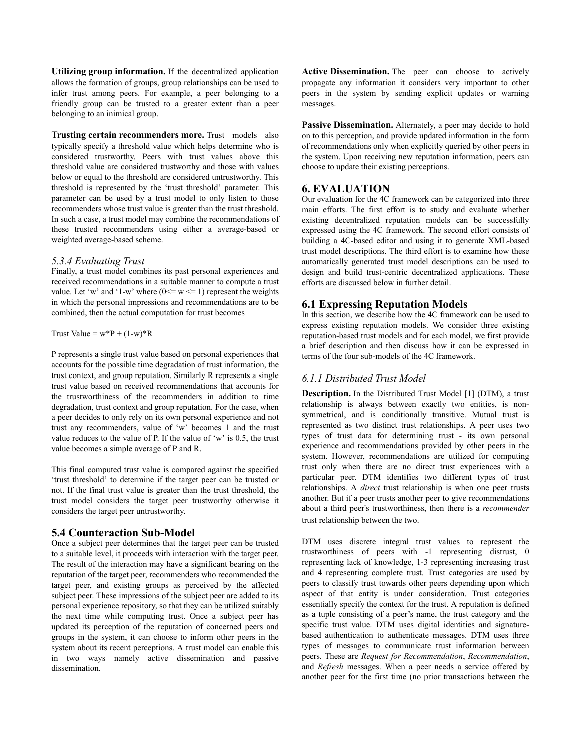**Utilizing group information.** If the decentralized application allows the formation of groups, group relationships can be used to infer trust among peers. For example, a peer belonging to a friendly group can be trusted to a greater extent than a peer belonging to an inimical group.

**Trusting certain recommenders more.** Trust models also typically specify a threshold value which helps determine who is considered trustworthy. Peers with trust values above this threshold value are considered trustworthy and those with values below or equal to the threshold are considered untrustworthy. This threshold is represented by the 'trust threshold' parameter. This parameter can be used by a trust model to only listen to those recommenders whose trust value is greater than the trust threshold. In such a case, a trust model may combine the recommendations of these trusted recommenders using either a average-based or weighted average-based scheme.

### *5.3.4 Evaluating Trust*

Finally, a trust model combines its past personal experiences and received recommendations in a suitable manner to compute a trust value. Let 'w' and '1-w' where ($0 \le w \le 1$) represent the weights in which the personal impressions and recommendations are to be combined, then the actual computation for trust becomes

$$\text{Trust Value} = w*P + (1-w)*R$$

P represents a single trust value based on personal experiences that accounts for the possible time degradation of trust information, the trust context, and group reputation. Similarly R represents a single trust value based on received recommendations that accounts for the trustworthiness of the recommenders in addition to time degradation, trust context and group reputation. For the case, when a peer decides to only rely on its own personal experience and not trust any recommenders, value of 'w' becomes 1 and the trust value reduces to the value of P. If the value of 'w' is 0.5, the trust value becomes a simple average of P and R.

This final computed trust value is compared against the specified 'trust threshold' to determine if the target peer can be trusted or not. If the final trust value is greater than the trust threshold, the trust model considers the target peer trustworthy otherwise it considers the target peer untrustworthy.

## 5.4 Counteraction Sub-Model

Once a subject peer determines that the target peer can be trusted to a suitable level, it proceeds with interaction with the target peer. The result of the interaction may have a significant bearing on the reputation of the target peer, recommenders who recommended the target peer, and existing groups as perceived by the affected subject peer. These impressions of the subject peer are added to its personal experience repository, so that they can be utilized suitably the next time while computing trust. Once a subject peer has updated its perception of the reputation of concerned peers and groups in the system, it can choose to inform other peers in the system about its recent perceptions. A trust model can enable this in two ways namely active dissemination and passive dissemination.

**Active Dissemination.** The peer can choose to actively propagate any information it considers very important to other peers in the system by sending explicit updates or warning messages.

**Passive Dissemination.** Alternately, a peer may decide to hold on to this perception, and provide updated information in the form of recommendations only when explicitly queried by other peers in the system. Upon receiving new reputation information, peers can choose to update their existing perceptions.

# 6. EVALUATION

Our evaluation for the 4C framework can be categorized into three main efforts. The first effort is to study and evaluate whether existing decentralized reputation models can be successfully expressed using the 4C framework. The second effort consists of building a 4C-based editor and using it to generate XML-based trust model descriptions. The third effort is to examine how these automatically generated trust model descriptions can be used to design and build trust-centric decentralized applications. These efforts are discussed below in further detail.

## 6.1 Expressing Reputation Models

In this section, we describe how the 4C framework can be used to express existing reputation models. We consider three existing reputation-based trust models and for each model, we first provide a brief description and then discuss how it can be expressed in terms of the four sub-models of the 4C framework.

### *6.1.1 Distributed Trust Model*

**Description.** In the Distributed Trust Model [1] (DTM), a trust relationship is always between exactly two entities, is non-symmetrical, and is conditionally transitive. Mutual trust is represented as two distinct trust relationships. A peer uses two types of trust data for determining trust - its own personal experience and recommendations provided by other peers in the system. However, recommendations are utilized for computing trust only when there are no direct trust experiences with a particular peer. DTM identifies two different types of trust relationships. A *direct* trust relationship is when one peer trusts another. But if a peer trusts another peer to give recommendations about a third peer's trustworthiness, then there is a *recommender* trust relationship between the two.

DTM uses discrete integral trust values to represent the trustworthiness of peers with -1 representing distrust, 0 representing lack of knowledge, 1-3 representing increasing trust and 4 representing complete trust. Trust categories are used by peers to classify trust towards other peers depending upon which aspect of that entity is under consideration. Trust categories essentially specify the context for the trust. A reputation is defined as a tuple consisting of a peer's name, the trust category and the specific trust value. DTM uses digital identities and signature-based authentication to authenticate messages. DTM uses three types of messages to communicate trust information between peers. These are *Request for Recommendation*, *Recommendation*, and *Refresh* messages. When a peer needs a service offered by another peer for the first time (no prior transactions between the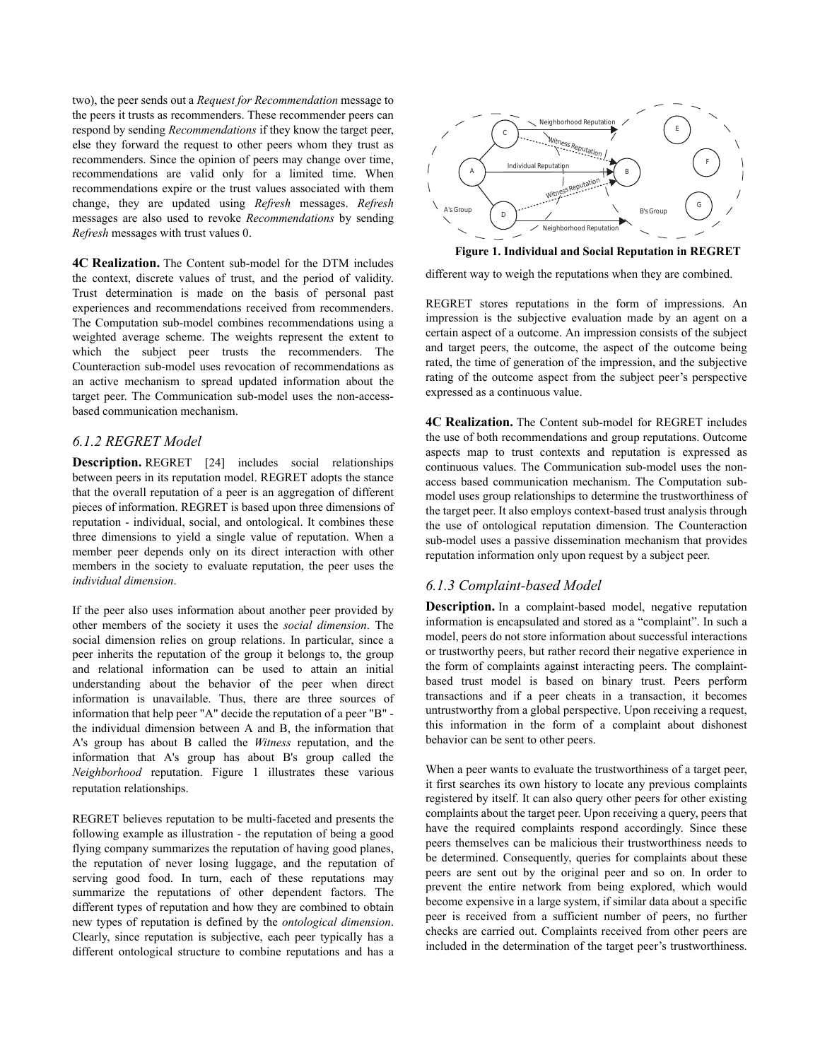two), the peer sends out a *Request for Recommendation* message to the peers it trusts as recommenders. These recommender peers can respond by sending *Recommendations* if they know the target peer, else they forward the request to other peers whom they trust as recommenders. Since the opinion of peers may change over time, recommendations are valid only for a limited time. When recommendations expire or the trust values associated with them change, they are updated using *Refresh* messages. *Refresh* messages are also used to revoke *Recommendations* by sending *Refresh* messages with trust values 0.

**4C Realization.** The Content sub-model for the DTM includes the context, discrete values of trust, and the period of validity. Trust determination is made on the basis of personal past experiences and recommendations received from recommenders. The Computation sub-model combines recommendations using a weighted average scheme. The weights represent the extent to which the subject peer trusts the recommenders. The Counteraction sub-model uses revocation of recommendations as an active mechanism to spread updated information about the target peer. The Communication sub-model uses the non-access-based communication mechanism.

### *6.1.2 REGRET Model*

**Description.** REGRET [24] includes social relationships between peers in its reputation model. REGRET adopts the stance that the overall reputation of a peer is an aggregation of different pieces of information. REGRET is based upon three dimensions of reputation - individual, social, and ontological. It combines these three dimensions to yield a single value of reputation. When a member peer depends only on its direct interaction with other members in the society to evaluate reputation, the peer uses the *individual dimension*.

If the peer also uses information about another peer provided by other members of the society it uses the *social dimension*. The social dimension relies on group relations. In particular, since a peer inherits the reputation of the group it belongs to, the group and relational information can be used to attain an initial understanding about the behavior of the peer when direct information is unavailable. Thus, there are three sources of information that help peer "A" decide the reputation of a peer "B" - the individual dimension between A and B, the information that A's group has about B called the *Witness* reputation, and the information that A's group has about B's group called the *Neighborhood* reputation. Figure 1 illustrates these various reputation relationships.

REGRET believes reputation to be multi-faceted and presents the following example as illustration - the reputation of being a good flying company summarizes the reputation of having good planes, the reputation of never losing luggage, and the reputation of serving good food. In turn, each of these reputations may summarize the reputations of other dependent factors. The different types of reputation and how they are combined to obtain new types of reputation is defined by the *ontological dimension*. Clearly, since reputation is subjective, each peer typically has a different ontological structure to combine reputations and has a different way to weigh the reputations when they are combined.

**Figure 1. Individual and Social Reputation in REGRET**

REGRET stores reputations in the form of impressions. An impression is the subjective evaluation made by an agent on a certain aspect of a outcome. An impression consists of the subject and target peers, the outcome, the aspect of the outcome being rated, the time of generation of the impression, and the subjective rating of the outcome aspect from the subject peer's perspective expressed as a continuous value.

**4C Realization.** The Content sub-model for REGRET includes the use of both recommendations and group reputations. Outcome aspects map to trust contexts and reputation is expressed as continuous values. The Communication sub-model uses the non-access based communication mechanism. The Computation sub-model uses group relationships to determine the trustworthiness of the target peer. It also employs context-based trust analysis through the use of ontological reputation dimension. The Counteraction sub-model uses a passive dissemination mechanism that provides reputation information only upon request by a subject peer.

### *6.1.3 Complaint-based Model*

**Description.** In a complaint-based model, negative reputation information is encapsulated and stored as a "complaint". In such a model, peers do not store information about successful interactions or trustworthy peers, but rather record their negative experience in the form of complaints against interacting peers. The complaint-based trust model is based on binary trust. Peers perform transactions and if a peer cheats in a transaction, it becomes untrustworthy from a global perspective. Upon receiving a request, this information in the form of a complaint about dishonest behavior can be sent to other peers.

When a peer wants to evaluate the trustworthiness of a target peer, it first searches its own history to locate any previous complaints registered by itself. It can also query other peers for other existing complaints about the target peer. Upon receiving a query, peers that have the required complaints respond accordingly. Since these peers themselves can be malicious their trustworthiness needs to be determined. Consequently, queries for complaints about these peers are sent out by the original peer and so on. In order to prevent the entire network from being explored, which would become expensive in a large system, if similar data about a specific peer is received from a sufficient number of peers, no further checks are carried out. Complaints received from other peers are included in the determination of the target peer's trustworthiness.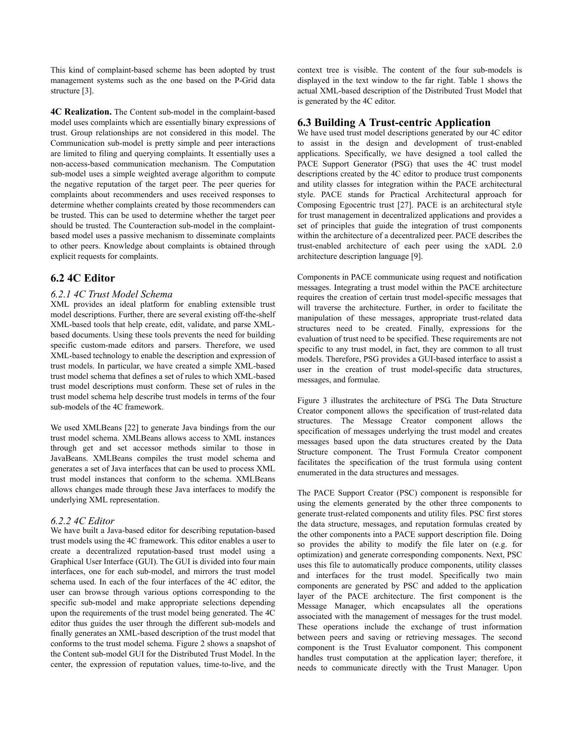This kind of complaint-based scheme has been adopted by trust management systems such as the one based on the P-Grid data structure [3].

**4C Realization.** The Content sub-model in the complaint-based model uses complaints which are essentially binary expressions of trust. Group relationships are not considered in this model. The Communication sub-model is pretty simple and peer interactions are limited to filing and querying complaints. It essentially uses a non-access-based communication mechanism. The Computation sub-model uses a simple weighted average algorithm to compute the negative reputation of the target peer. The peer queries for complaints about recommenders and uses received responses to determine whether complaints created by those recommenders can be trusted. This can be used to determine whether the target peer should be trusted. The Counteraction sub-model in the complaint-based model uses a passive mechanism to disseminate complaints to other peers. Knowledge about complaints is obtained through explicit requests for complaints.

## 6.2 4C Editor

### *6.2.1 4C Trust Model Schema*

XML provides an ideal platform for enabling extensible trust model descriptions. Further, there are several existing off-the-shelf XML-based tools that help create, edit, validate, and parse XML-based documents. Using these tools prevents the need for building specific custom-made editors and parsers. Therefore, we used XML-based technology to enable the description and expression of trust models. In particular, we have created a simple XML-based trust model schema that defines a set of rules to which XML-based trust model descriptions must conform. These set of rules in the trust model schema help describe trust models in terms of the four sub-models of the 4C framework.

We used XMLBeans [22] to generate Java bindings from the our trust model schema. XMLBeans allows access to XML instances through get and set accessor methods similar to those in JavaBeans. XMLBeans compiles the trust model schema and generates a set of Java interfaces that can be used to process XML trust model instances that conform to the schema. XMLBeans allows changes made through these Java interfaces to modify the underlying XML representation.

### *6.2.2 4C Editor*

We have built a Java-based editor for describing reputation-based trust models using the 4C framework. This editor enables a user to create a decentralized reputation-based trust model using a Graphical User Interface (GUI). The GUI is divided into four main interfaces, one for each sub-model, and mirrors the trust model schema used. In each of the four interfaces of the 4C editor, the user can browse through various options corresponding to the specific sub-model and make appropriate selections depending upon the requirements of the trust model being generated. The 4C editor thus guides the user through the different sub-models and finally generates an XML-based description of the trust model that conforms to the trust model schema. Figure 2 shows a snapshot of the Content sub-model GUI for the Distributed Trust Model. In the center, the expression of reputation values, time-to-live, and the context tree is visible. The content of the four sub-models is displayed in the text window to the far right. Table 1 shows the actual XML-based description of the Distributed Trust Model that is generated by the 4C editor.

## 6.3 Building A Trust-centric Application

We have used trust model descriptions generated by our 4C editor to assist in the design and development of trust-enabled applications. Specifically, we have designed a tool called the PACE Support Generator (PSG) that uses the 4C trust model descriptions created by the 4C editor to produce trust components and utility classes for integration within the PACE architectural style. PACE stands for Practical Architectural approach for Composing Egocentric trust [27]. PACE is an architectural style for trust management in decentralized applications and provides a set of principles that guide the integration of trust components within the architecture of a decentralized peer. PACE describes the trust-enabled architecture of each peer using the xADL 2.0 architecture description language [9].

Components in PACE communicate using request and notification messages. Integrating a trust model within the PACE architecture requires the creation of certain trust model-specific messages that will traverse the architecture. Further, in order to facilitate the manipulation of these messages, appropriate trust-related data structures need to be created. Finally, expressions for the evaluation of trust need to be specified. These requirements are not specific to any trust model, in fact, they are common to all trust models. Therefore, PSG provides a GUI-based interface to assist a user in the creation of trust model-specific data structures, messages, and formulae.

Figure 3 illustrates the architecture of PSG. The Data Structure Creator component allows the specification of trust-related data structures. The Message Creator component allows the specification of messages underlying the trust model and creates messages based upon the data structures created by the Data Structure component. The Trust Formula Creator component facilitates the specification of the trust formula using content enumerated in the data structures and messages.

The PACE Support Creator (PSC) component is responsible for using the elements generated by the other three components to generate trust-related components and utility files. PSC first stores the data structure, messages, and reputation formulas created by the other components into a PACE support description file. Doing so provides the ability to modify the file later on (e.g. for optimization) and generate corresponding components. Next, PSC uses this file to automatically produce components, utility classes and interfaces for the trust model. Specifically two main components are generated by PSC and added to the application layer of the PACE architecture. The first component is the Message Manager, which encapsulates all the operations associated with the management of messages for the trust model. These operations include the exchange of trust information between peers and saving or retrieving messages. The second component is the Trust Evaluator component. This component handles trust computation at the application layer; therefore, it needs to communicate directly with the Trust Manager. Upon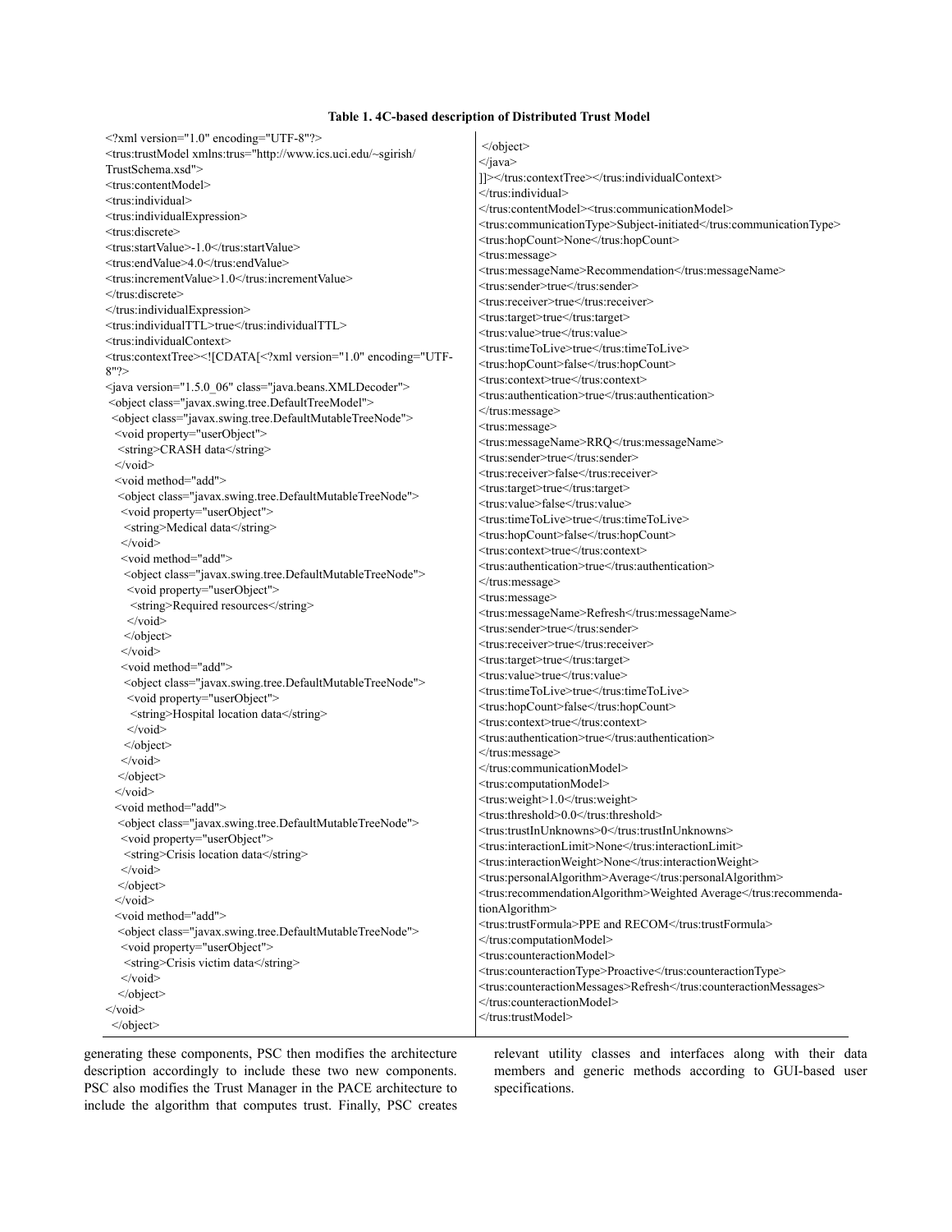**Table 1. 4C-based description of Distributed Trust Model**

```
<?xml version="1.0" encoding="UTF-8"?>
<trus:trustModel xmlns:trus="http://www.ics.uci.edu/~sgirish/
TrustSchema.xsd">
<trus:contentModel>
<trus:individual>
<trus:individualExpression>
<trus:discrete>
<trus:startValue>-1.0</trus:startValue>
<trus:endValue>4.0</trus:endValue>
<trus:incrementValue>1.0</trus:incrementValue>
</trus:discrete>
</trus:individualExpression>
<trus:individualTTL>true</trus:individualTTL>
<trus:individualContext>
<trus:contextTree><![CDATA[<?xml version="1.0" encoding="UTF-
8"?>
<java version="1.5.0_06" class="java.beans.XMLDecoder">
 <object class="javax.swing.tree.DefaultTreeModel">
  <object class="javax.swing.tree.DefaultMutableTreeNode">
   <void property="userObject">
    <string>CRASH data</string>
   </void>
   <void method="add">
    <object class="javax.swing.tree.DefaultMutableTreeNode">
     <void property="userObject">
      <string>Medical data</string>
     </void>
     <void method="add">
      <object class="javax.swing.tree.DefaultMutableTreeNode">
       <void property="userObject">
        <string>Required resources</string>
       </void>
      </object>
     </void>
     <void method="add">
      <object class="javax.swing.tree.DefaultMutableTreeNode">
       <void property="userObject">
        <string>Hospital location data</string>
       </void>
      </object>
     </void>
    </object>
   </void>
   <void method="add">
    <object class="javax.swing.tree.DefaultMutableTreeNode">
     <void property="userObject">
      <string>Crisis location data</string>
     </void>
    </object>
   </void>
   <void method="add">
    <object class="javax.swing.tree.DefaultMutableTreeNode">
     <void property="userObject">
      <string>Crisis victim data</string>
     </void>
    </object>
</void>
 </object>
 </object>
</java>
]]></trus:contextTree></trus:individualContext>
</trus:individual>
</trus:contentModel><trus:communicationModel>
<trus:communicationType>Subject-initiated</trus:communicationType>
<trus:hopCount>None</trus:hopCount>
<trus:message>
<trus:messageName>Recommendation</trus:messageName>
<trus:sender>true</trus:sender>
<trus:receiver>true</trus:receiver>
<trus:target>true</trus:target>
<trus:value>true</trus:value>
<trus:timeToLive>true</trus:timeToLive>
<trus:hopCount>false</trus:hopCount>
<trus:context>true</trus:context>
<trus:authentication>true</trus:authentication>
</trus:message>
<trus:message>
<trus:messageName>RRQ</trus:messageName>
<trus:sender>true</trus:sender>
<trus:receiver>false</trus:receiver>
<trus:target>true</trus:target>
<trus:value>false</trus:value>
<trus:timeToLive>true</trus:timeToLive>
<trus:hopCount>false</trus:hopCount>
<trus:context>true</trus:context>
<trus:authentication>true</trus:authentication>
</trus:message>
<trus:message>
<trus:messageName>Refresh</trus:messageName>
<trus:sender>true</trus:sender>
<trus:receiver>true</trus:receiver>
<trus:target>true</trus:target>
<trus:value>true</trus:value>
<trus:timeToLive>true</trus:timeToLive>
<trus:hopCount>false</trus:hopCount>
<trus:context>true</trus:context>
<trus:authentication>true</trus:authentication>
</trus:message>
</trus:communicationModel>
<trus:computationModel>
<trus:weight>1.0</trus:weight>
<trus:threshold>0.0</trus:threshold>
<trus:trustInUnknowns>0</trus:trustInUnknowns>
<trus:interactionLimit>None</trus:interactionLimit>
<trus:interactionWeight>None</trus:interactionWeight>
<trus:personalAlgorithm>Average</trus:personalAlgorithm>
<trus:recommendationAlgorithm>Weighted Average</trus:recommenda-
tionAlgorithm>
<trus:trustFormula>PPE and RECOM</trus:trustFormula>
</trus:computationModel>
<trus:counteractionModel>
<trus:counteractionType>Proactive</trus:counteractionType>
<trus:counteractionMessages>Refresh</trus:counteractionMessages>
</trus:counteractionModel>
</trus:trustModel>
```

generating these components, PSC then modifies the architecture description accordingly to include these two new components. PSC also modifies the Trust Manager in the PACE architecture to include the algorithm that computes trust. Finally, PSC creates relevant utility classes and interfaces along with their data members and generic methods according to GUI-based user specifications.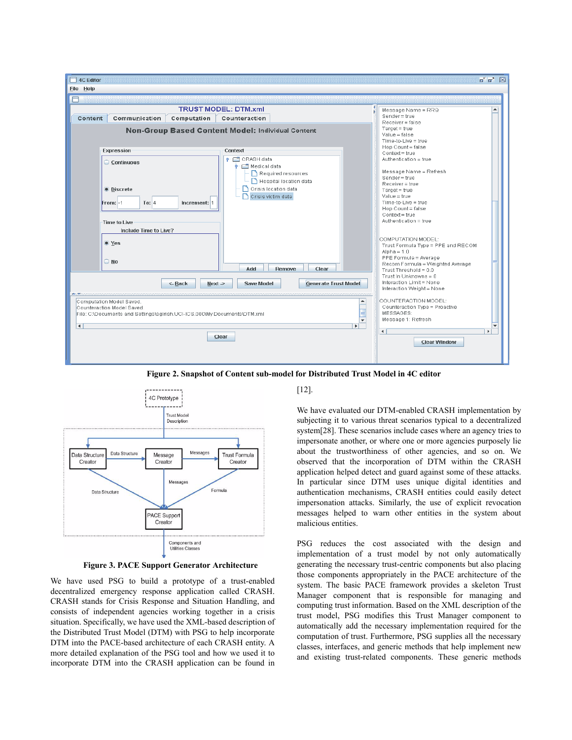Figure 2. Snapshot of Content sub-model for Distributed Trust Model in 4C editor

Figure 3. PACE Support Generator Architecture

We have used PSG to build a prototype of a trust-enabled decentralized emergency response application called CRASH. CRASH stands for Crisis Response and Situation Handling, and consists of independent agencies working together in a crisis situation. Specifically, we have used the XML-based description of the Distributed Trust Model (DTM) with PSG to help incorporate DTM into the PACE-based architecture of each CRASH entity. A more detailed explanation of the PSG tool and how we used it to incorporate DTM into the CRASH application can be found in [12].

We have evaluated our DTM-enabled CRASH implementation by subjecting it to various threat scenarios typical to a decentralized system[28]. These scenarios include cases where an agency tries to impersonate another, or where one or more agencies purposely lie about the trustworthiness of other agencies, and so on. We observed that the incorporation of DTM within the CRASH application helped detect and guard against some of these attacks. In particular since DTM uses unique digital identities and authentication mechanisms, CRASH entities could easily detect impersonation attacks. Similarly, the use of explicit revocation messages helped to warn other entities in the system about malicious entities.

PSG reduces the cost associated with the design and implementation of a trust model by not only automatically generating the necessary trust-centric components but also placing those components appropriately in the PACE architecture of the system. The basic PACE framework provides a skeleton Trust Manager component that is responsible for managing and computing trust information. Based on the XML description of the trust model, PSG modifies this Trust Manager component to automatically add the necessary implementation required for the computation of trust. Furthermore, PSG supplies all the necessary classes, interfaces, and generic methods that help implement new and existing trust-related components. These generic methods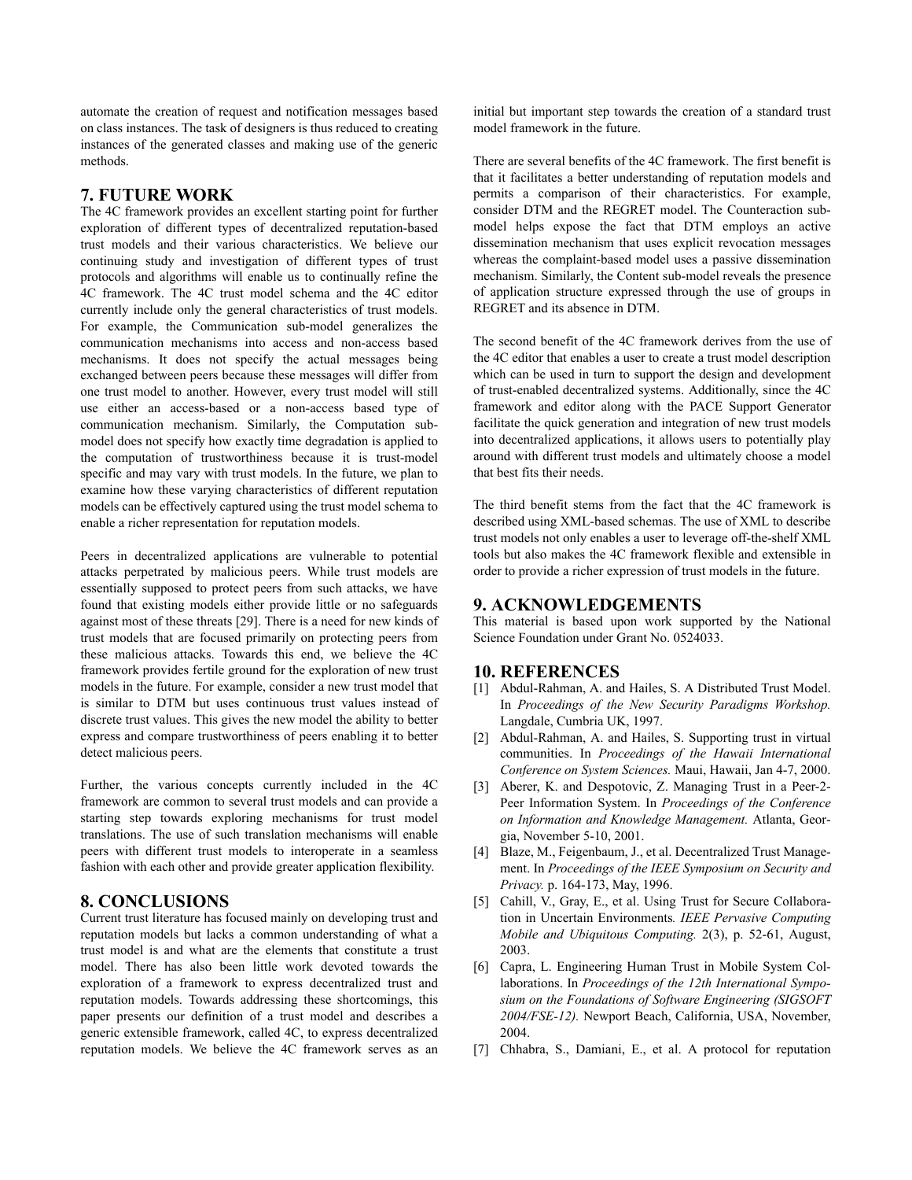automate the creation of request and notification messages based on class instances. The task of designers is thus reduced to creating instances of the generated classes and making use of the generic methods.

## 7. FUTURE WORK

The 4C framework provides an excellent starting point for further exploration of different types of decentralized reputation-based trust models and their various characteristics. We believe our continuing study and investigation of different types of trust protocols and algorithms will enable us to continually refine the 4C framework. The 4C trust model schema and the 4C editor currently include only the general characteristics of trust models. For example, the Communication sub-model generalizes the communication mechanisms into access and non-access based mechanisms. It does not specify the actual messages being exchanged between peers because these messages will differ from one trust model to another. However, every trust model will still use either an access-based or a non-access based type of communication mechanism. Similarly, the Computation sub-model does not specify how exactly time degradation is applied to the computation of trustworthiness because it is trust-model specific and may vary with trust models. In the future, we plan to examine how these varying characteristics of different reputation models can be effectively captured using the trust model schema to enable a richer representation for reputation models.

Peers in decentralized applications are vulnerable to potential attacks perpetrated by malicious peers. While trust models are essentially supposed to protect peers from such attacks, we have found that existing models either provide little or no safeguards against most of these threats [29]. There is a need for new kinds of trust models that are focused primarily on protecting peers from these malicious attacks. Towards this end, we believe the 4C framework provides fertile ground for the exploration of new trust models in the future. For example, consider a new trust model that is similar to DTM but uses continuous trust values instead of discrete trust values. This gives the new model the ability to better express and compare trustworthiness of peers enabling it to better detect malicious peers.

Further, the various concepts currently included in the 4C framework are common to several trust models and can provide a starting step towards exploring mechanisms for trust model translations. The use of such translation mechanisms will enable peers with different trust models to interoperate in a seamless fashion with each other and provide greater application flexibility.

## 8. CONCLUSIONS

Current trust literature has focused mainly on developing trust and reputation models but lacks a common understanding of what a trust model is and what are the elements that constitute a trust model. There has also been little work devoted towards the exploration of a framework to express decentralized trust and reputation models. Towards addressing these shortcomings, this paper presents our definition of a trust model and describes a generic extensible framework, called 4C, to express decentralized reputation models. We believe the 4C framework serves as an initial but important step towards the creation of a standard trust model framework in the future.

There are several benefits of the 4C framework. The first benefit is that it facilitates a better understanding of reputation models and permits a comparison of their characteristics. For example, consider DTM and the REGRET model. The Counteraction sub-model helps expose the fact that DTM employs an active dissemination mechanism that uses explicit revocation messages whereas the complaint-based model uses a passive dissemination mechanism. Similarly, the Content sub-model reveals the presence of application structure expressed through the use of groups in REGRET and its absence in DTM.

The second benefit of the 4C framework derives from the use of the 4C editor that enables a user to create a trust model description which can be used in turn to support the design and development of trust-enabled decentralized systems. Additionally, since the 4C framework and editor along with the PACE Support Generator facilitate the quick generation and integration of new trust models into decentralized applications, it allows users to potentially play around with different trust models and ultimately choose a model that best fits their needs.

The third benefit stems from the fact that the 4C framework is described using XML-based schemas. The use of XML to describe trust models not only enables a user to leverage off-the-shelf XML tools but also makes the 4C framework flexible and extensible in order to provide a richer expression of trust models in the future.

## 9. ACKNOWLEDGEMENTS

This material is based upon work supported by the National Science Foundation under Grant No. 0524033.

## 10. REFERENCES

[1] Abdul-Rahman, A. and Hailes, S. A Distributed Trust Model. In *Proceedings of the New Security Paradigms Workshop.* Langdale, Cumbria UK, 1997.

[2] Abdul-Rahman, A. and Hailes, S. Supporting trust in virtual communities. In *Proceedings of the Hawaii International Conference on System Sciences.* Maui, Hawaii, Jan 4-7, 2000.

[3] Aberer, K. and Despotovic, Z. Managing Trust in a Peer-2-Peer Information System. In *Proceedings of the Conference on Information and Knowledge Management.* Atlanta, Georgia, November 5-10, 2001.

[4] Blaze, M., Feigenbaum, J., et al. Decentralized Trust Management. In *Proceedings of the IEEE Symposium on Security and Privacy.* p. 164-173, May, 1996.

[5] Cahill, V., Gray, E., et al. Using Trust for Secure Collaboration in Uncertain Environments*. IEEE Pervasive Computing Mobile and Ubiquitous Computing.* 2(3), p. 52-61, August, 2003.

[6] Capra, L. Engineering Human Trust in Mobile System Collaborations. In *Proceedings of the 12th International Symposium on the Foundations of Software Engineering (SIGSOFT 2004/FSE-12).* Newport Beach, California, USA, November, 2004.

[7] Chhabra, S., Damiani, E., et al. A protocol for reputation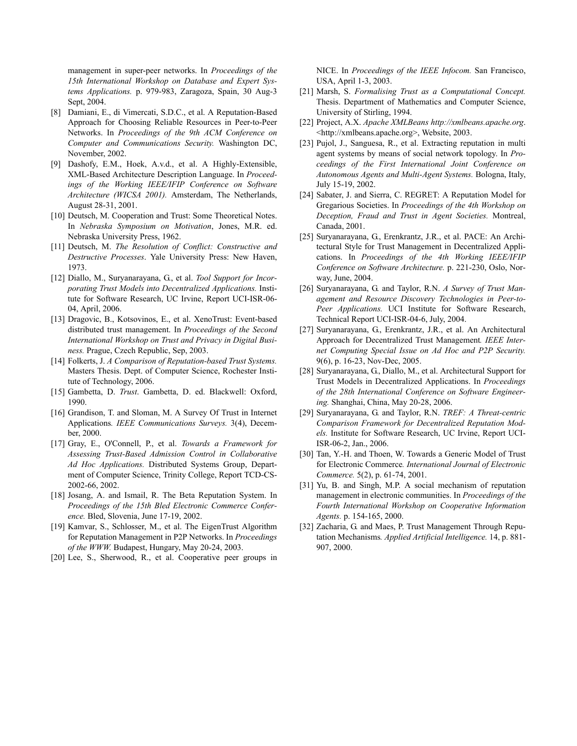management in super-peer networks. In *Proceedings of the 15th International Workshop on Database and Expert Systems Applications.* p. 979-983, Zaragoza, Spain, 30 Aug-3 Sept, 2004.

[8] Damiani, E., di Vimercati, S.D.C., et al. A Reputation-Based Approach for Choosing Reliable Resources in Peer-to-Peer Networks. In *Proceedings of the 9th ACM Conference on Computer and Communications Security.* Washington DC, November, 2002.

[9] Dashofy, E.M., Hoek, A.v.d., et al. A Highly-Extensible, XML-Based Architecture Description Language. In *Proceedings of the Working IEEE/IFIP Conference on Software Architecture (WICSA 2001).* Amsterdam, The Netherlands, August 28-31, 2001.

[10] Deutsch, M. Cooperation and Trust: Some Theoretical Notes. In *Nebraska Symposium on Motivation*, Jones, M.R. ed. Nebraska University Press, 1962.

[11] Deutsch, M. *The Resolution of Conflict: Constructive and Destructive Processes*. Yale University Press: New Haven, 1973.

[12] Diallo, M., Suryanarayana, G., et al. *Tool Support for Incorporating Trust Models into Decentralized Applications.* Institute for Software Research, UC Irvine, Report UCI-ISR-06-04, April, 2006.

[13] Dragovic, B., Kotsovinos, E., et al. XenoTrust: Event-based distributed trust management. In *Proceedings of the Second International Workshop on Trust and Privacy in Digital Business.* Prague, Czech Republic, Sep, 2003.

[14] Folkerts, J. *A Comparison of Reputation-based Trust Systems.* Masters Thesis. Dept. of Computer Science, Rochester Institute of Technology, 2006.

[15] Gambetta, D. *Trust*. Gambetta, D. ed. Blackwell: Oxford, 1990.

[16] Grandison, T. and Sloman, M. A Survey Of Trust in Internet Applications*. IEEE Communications Surveys.* 3(4), December, 2000.

[17] Gray, E., O'Connell, P., et al. *Towards a Framework for Assessing Trust-Based Admission Control in Collaborative Ad Hoc Applications.* Distributed Systems Group, Department of Computer Science, Trinity College, Report TCD-CS-2002-66, 2002.

[18] Josang, A. and Ismail, R. The Beta Reputation System. In *Proceedings of the 15th Bled Electronic Commerce Conference.* Bled, Slovenia, June 17-19, 2002.

[19] Kamvar, S., Schlosser, M., et al. The EigenTrust Algorithm for Reputation Management in P2P Networks. In *Proceedings of the WWW.* Budapest, Hungary, May 20-24, 2003.

[20] Lee, S., Sherwood, R., et al. Cooperative peer groups in NICE. In *Proceedings of the IEEE Infocom.* San Francisco, USA, April 1-3, 2003.

[21] Marsh, S. *Formalising Trust as a Computational Concept.* Thesis. Department of Mathematics and Computer Science, University of Stirling, 1994.

[22] Project, A.X. *Apache XMLBeans http://xmlbeans.apache.org*. <http://xmlbeans.apache.org>, Website, 2003.

[23] Pujol, J., Sanguesa, R., et al. Extracting reputation in multi agent systems by means of social network topology. In *Proceedings of the First International Joint Conference on Autonomous Agents and Multi-Agent Systems.* Bologna, Italy, July 15-19, 2002.

[24] Sabater, J. and Sierra, C. REGRET: A Reputation Model for Gregarious Societies. In *Proceedings of the 4th Workshop on Deception, Fraud and Trust in Agent Societies.* Montreal, Canada, 2001.

[25] Suryanarayana, G., Erenkrantz, J.R., et al. PACE: An Architectural Style for Trust Management in Decentralized Applications. In *Proceedings of the 4th Working IEEE/IFIP Conference on Software Architecture.* p. 221-230, Oslo, Norway, June, 2004.

[26] Suryanarayana, G. and Taylor, R.N. *A Survey of Trust Management and Resource Discovery Technologies in Peer-to-Peer Applications.* UCI Institute for Software Research, Technical Report UCI-ISR-04-6, July, 2004.

[27] Suryanarayana, G., Erenkrantz, J.R., et al. An Architectural Approach for Decentralized Trust Management*. IEEE Internet Computing Special Issue on Ad Hoc and P2P Security.* 9(6), p. 16-23, Nov-Dec, 2005.

[28] Suryanarayana, G., Diallo, M., et al. Architectural Support for Trust Models in Decentralized Applications. In *Proceedings of the 28th International Conference on Software Engineering.* Shanghai, China, May 20-28, 2006.

[29] Suryanarayana, G. and Taylor, R.N. *TREF: A Threat-centric Comparison Framework for Decentralized Reputation Models.* Institute for Software Research, UC Irvine, Report UCI-ISR-06-2, Jan., 2006.

[30] Tan, Y.-H. and Thoen, W. Towards a Generic Model of Trust for Electronic Commerce*. International Journal of Electronic Commerce.* 5(2), p. 61-74, 2001.

[31] Yu, B. and Singh, M.P. A social mechanism of reputation management in electronic communities. In *Proceedings of the Fourth International Workshop on Cooperative Information Agents.* p. 154-165, 2000.

[32] Zacharia, G. and Maes, P. Trust Management Through Reputation Mechanisms*. Applied Artificial Intelligence.* 14, p. 881-907, 2000.